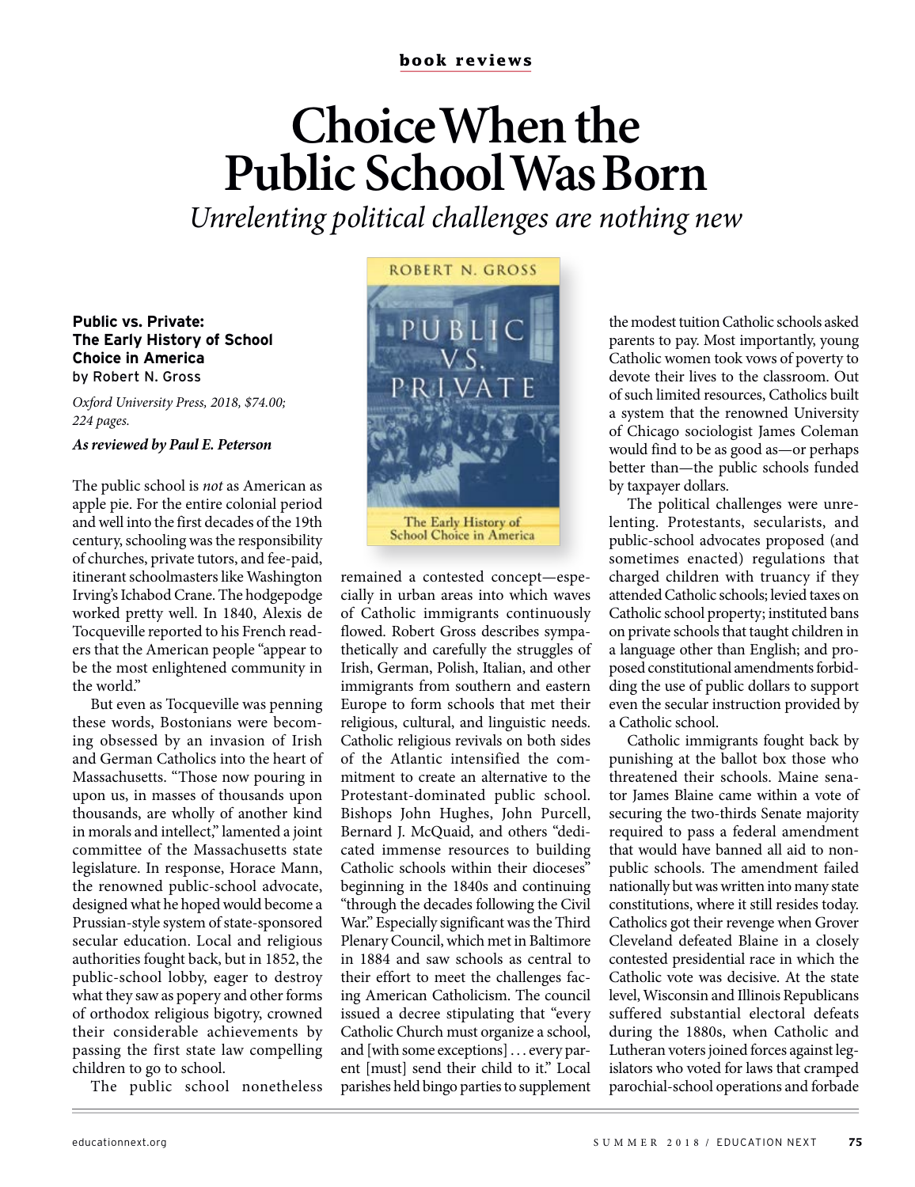**book reviews**

# Choice When the Public School Was Born

*Unrelenting political challenges are nothing new*

**Public vs. Private: The Early History of School Choice in America**
by Robert N. Gross

*Oxford University Press, 2018, $74.00; 224 pages.*

***As reviewed by Paul E. Peterson***

The public school is *not* as American as apple pie. For the entire colonial period and well into the first decades of the 19th century, schooling was the responsibility of churches, private tutors, and fee-paid, itinerant schoolmasters like Washington Irving's Ichabod Crane. The hodgepodge worked pretty well. In 1840, Alexis de Tocqueville reported to his French readers that the American people "appear to be the most enlightened community in the world."

But even as Tocqueville was penning these words, Bostonians were becoming obsessed by an invasion of Irish and German Catholics into the heart of Massachusetts. "Those now pouring in upon us, in masses of thousands upon thousands, are wholly of another kind in morals and intellect," lamented a joint committee of the Massachusetts state legislature. In response, Horace Mann, the renowned public-school advocate, designed what he hoped would become a Prussian-style system of state-sponsored secular education. Local and religious authorities fought back, but in 1852, the public-school lobby, eager to destroy what they saw as popery and other forms of orthodox religious bigotry, crowned their considerable achievements by passing the first state law compelling children to go to school.

The public school nonetheless remained a contested concept—especially in urban areas into which waves of Catholic immigrants continuously flowed. Robert Gross describes sympathetically and carefully the struggles of Irish, German, Polish, Italian, and other immigrants from southern and eastern Europe to form schools that met their religious, cultural, and linguistic needs. Catholic religious revivals on both sides of the Atlantic intensified the commitment to create an alternative to the Protestant-dominated public school. Bishops John Hughes, John Purcell, Bernard J. McQuaid, and others "dedicated immense resources to building Catholic schools within their dioceses" beginning in the 1840s and continuing "through the decades following the Civil War." Especially significant was the Third Plenary Council, which met in Baltimore in 1884 and saw schools as central to their effort to meet the challenges facing American Catholicism. The council issued a decree stipulating that "every Catholic Church must organize a school, and [with some exceptions] . . . every parent [must] send their child to it." Local parishes held bingo parties to supplement the modest tuition Catholic schools asked parents to pay. Most importantly, young Catholic women took vows of poverty to devote their lives to the classroom. Out of such limited resources, Catholics built a system that the renowned University of Chicago sociologist James Coleman would find to be as good as—or perhaps better than—the public schools funded by taxpayer dollars.

The political challenges were unrelenting. Protestants, secularists, and public-school advocates proposed (and sometimes enacted) regulations that charged children with truancy if they attended Catholic schools; levied taxes on Catholic school property; instituted bans on private schools that taught children in a language other than English; and proposed constitutional amendments forbidding the use of public dollars to support even the secular instruction provided by a Catholic school.

Catholic immigrants fought back by punishing at the ballot box those who threatened their schools. Maine senator James Blaine came within a vote of securing the two-thirds Senate majority required to pass a federal amendment that would have banned all aid to nonpublic schools. The amendment failed nationally but was written into many state constitutions, where it still resides today. Catholics got their revenge when Grover Cleveland defeated Blaine in a closely contested presidential race in which the Catholic vote was decisive. At the state level, Wisconsin and Illinois Republicans suffered substantial electoral defeats during the 1880s, when Catholic and Lutheran voters joined forces against legislators who voted for laws that cramped parochial-school operations and forbade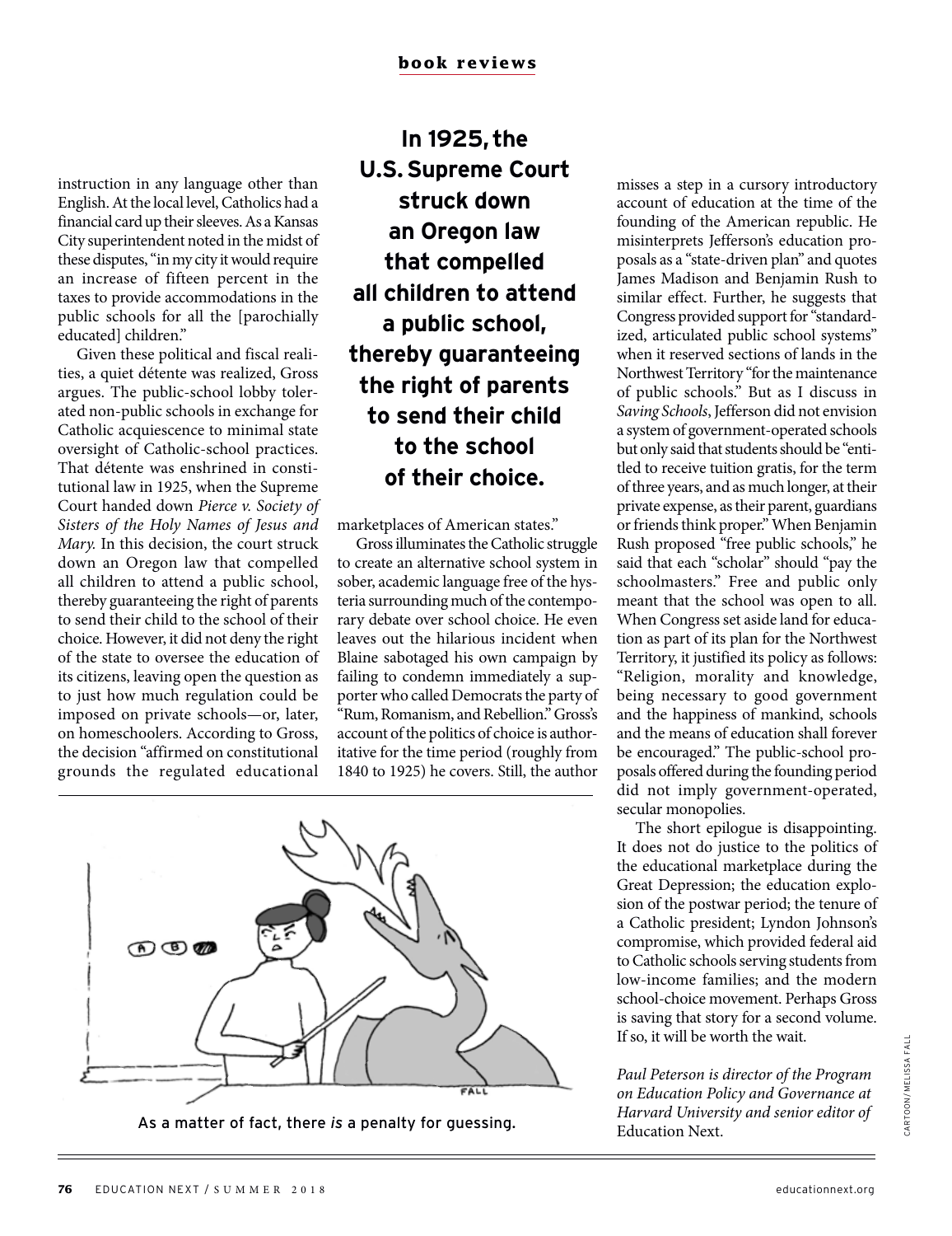instruction in any language other than English. At the local level, Catholics had a financial card up their sleeves. As a Kansas City superintendent noted in the midst of these disputes, "in my city it would require an increase of fifteen percent in the taxes to provide accommodations in the public schools for all the [parochially educated] children."

Given these political and fiscal realities, a quiet détente was realized, Gross argues. The public-school lobby tolerated non-public schools in exchange for Catholic acquiescence to minimal state oversight of Catholic-school practices. That détente was enshrined in constitutional law in 1925, when the Supreme Court handed down *Pierce v. Society of Sisters of the Holy Names of Jesus and Mary.* In this decision, the court struck down an Oregon law that compelled all children to attend a public school, thereby guaranteeing the right of parents to send their child to the school of their choice. However, it did not deny the right of the state to oversee the education of its citizens, leaving open the question as to just how much regulation could be imposed on private schools—or, later, on homeschoolers. According to Gross, the decision "affirmed on constitutional grounds the regulated educational marketplaces of American states."

**In 1925, the U.S. Supreme Court struck down an Oregon law that compelled all children to attend a public school, thereby guaranteeing the right of parents to send their child to the school of their choice.**

Gross illuminates the Catholic struggle to create an alternative school system in sober, academic language free of the hysteria surrounding much of the contemporary debate over school choice. He even leaves out the hilarious incident when Blaine sabotaged his own campaign by failing to condemn immediately a supporter who called Democrats the party of "Rum, Romanism, and Rebellion." Gross's account of the politics of choice is authoritative for the time period (roughly from 1840 to 1925) he covers. Still, the author misses a step in a cursory introductory account of education at the time of the founding of the American republic. He misinterprets Jefferson's education proposals as a "state-driven plan" and quotes James Madison and Benjamin Rush to similar effect. Further, he suggests that Congress provided support for "standardized, articulated public school systems" when it reserved sections of lands in the Northwest Territory "for the maintenance of public schools." But as I discuss in *Saving Schools*, Jefferson did not envision a system of government-operated schools but only said that students should be "entitled to receive tuition gratis, for the term of three years, and as much longer, at their private expense, as their parent, guardians or friends think proper." When Benjamin Rush proposed "free public schools," he said that each "scholar" should "pay the schoolmasters." Free and public only meant that the school was open to all. When Congress set aside land for education as part of its plan for the Northwest Territory, it justified its policy as follows: "Religion, morality and knowledge, being necessary to good government and the happiness of mankind, schools and the means of education shall forever be encouraged." The public-school proposals offered during the founding period did not imply government-operated, secular monopolies.

The short epilogue is disappointing. It does not do justice to the politics of the educational marketplace during the Great Depression; the education explosion of the postwar period; the tenure of a Catholic president; Lyndon Johnson's compromise, which provided federal aid to Catholic schools serving students from low-income families; and the modern school-choice movement. Perhaps Gross is saving that story for a second volume. If so, it will be worth the wait.

As a matter of fact, there *is* a penalty for guessing.

CARTOON/MELISSA FALL

*Paul Peterson is director of the Program on Education Policy and Governance at Harvard University and senior editor of* Education Next.